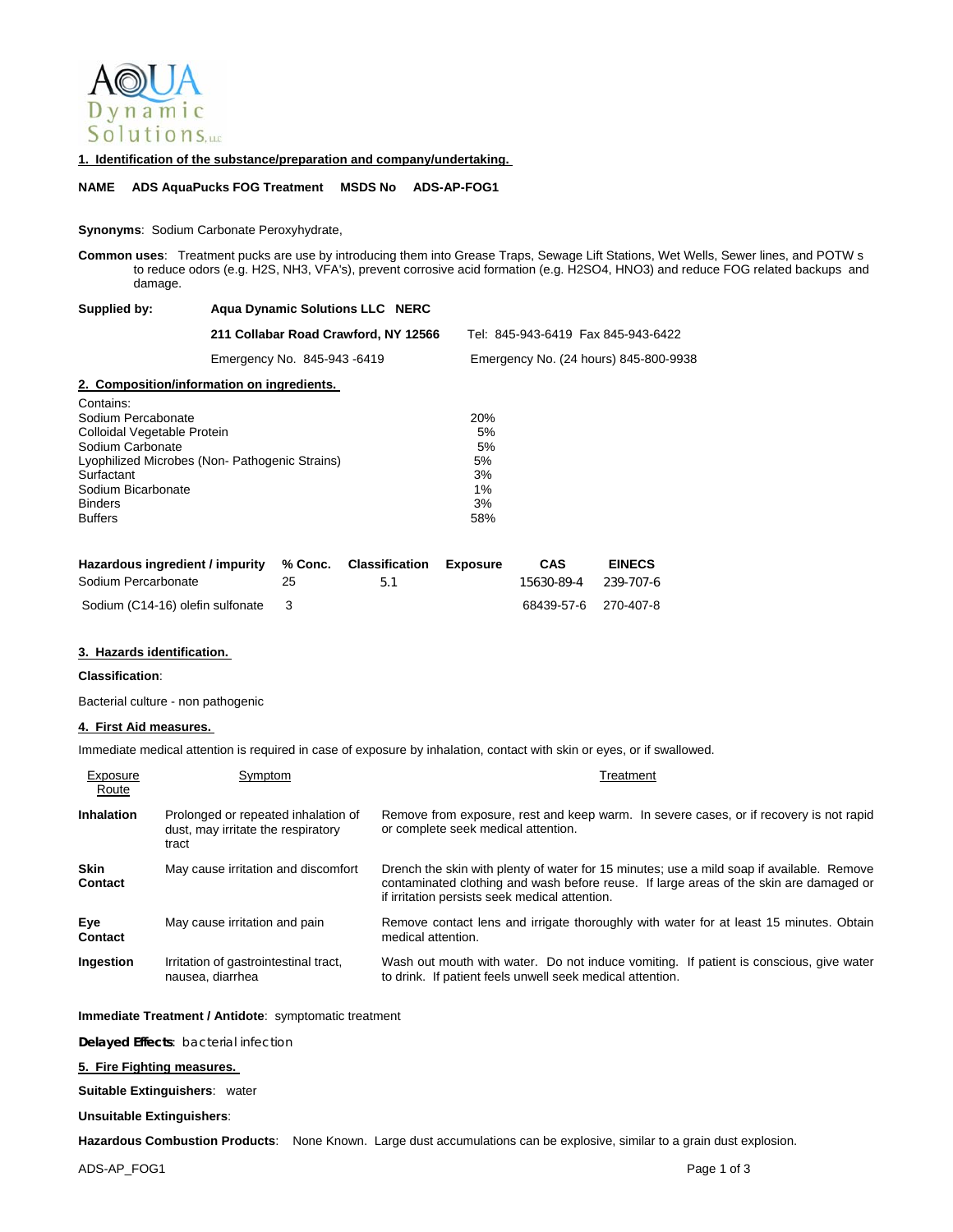AQUA Dynamic Solutions LLC

## 1. Identification of the substance/preparation and company/undertaking.

**NAME ADS AquaPucks FOG Treatment MSDS No ADS-AP-FOG1**

**Synonyms**: Sodium Carbonate Peroxyhydrate,

**Common uses**: Treatment pucks are use by introducing them into Grease Traps, Sewage Lift Stations, Wet Wells, Sewer lines, and POTW s to reduce odors (e.g. $H_2S$, $NH_3$, VFA's), prevent corrosive acid formation (e.g. $H_2SO_4$, $HNO_3$) and reduce FOG related backups and damage.

**Supplied by:** **Aqua Dynamic Solutions LLC NERC**

**211 Collabar Road Crawford, NY 12566** Tel: 845-943-6419 Fax 845-943-6422

Emergency No. 845-943 -6419 Emergency No. (24 hours) 845-800-9938

## 2. Composition/information on ingredients.

Contains:

| | |
|---|---|
| Sodium Percarbonate | 20% |
| Colloidal Vegetable Protein | 5% |
| Sodium Carbonate | 5% |
| Lyophilized Microbes (Non- Pathogenic Strains) | 5% |
| Surfactant | 3% |
| Sodium Bicarbonate | 1% |
| Binders | 3% |
| Buffers | 58% |

| Hazardous ingredient / impurity | % Conc. | Classification | Exposure | CAS | EINECS |
|---|---|---|---|---|---|
| Sodium Percarbonate | 25 | 5.1 | | 15630-89-4 | 239-707-6 |
| Sodium (C14-16) olefin sulfonate | 3 | | | 68439-57-6 | 270-407-8 |

## 3. Hazards identification.

**Classification**:

Bacterial culture - non pathogenic

## 4. First Aid measures.

Immediate medical attention is required in case of exposure by inhalation, contact with skin or eyes, or if swallowed.

| Exposure Route | Symptom | Treatment |
|---|---|---|
| **Inhalation** | Prolonged or repeated inhalation of dust, may irritate the respiratory tract | Remove from exposure, rest and keep warm. In severe cases, or if recovery is not rapid or complete seek medical attention. |
| **Skin Contact** | May cause irritation and discomfort | Drench the skin with plenty of water for 15 minutes; use a mild soap if available. Remove contaminated clothing and wash before reuse. If large areas of the skin are damaged or if irritation persists seek medical attention. |
| **Eye Contact** | May cause irritation and pain | Remove contact lens and irrigate thoroughly with water for at least 15 minutes. Obtain medical attention. |
| **Ingestion** | Irritation of gastrointestinal tract, nausea, diarrhea | Wash out mouth with water. Do not induce vomiting. If patient is conscious, give water to drink. If patient feels unwell seek medical attention. |

**Immediate Treatment / Antidote**: symptomatic treatment

**Delayed Effects**: bacterial infection

## 5. Fire Fighting measures.

**Suitable Extinguishers**: water

**Unsuitable Extinguishers**:

**Hazardous Combustion Products**: None Known. Large dust accumulations can be explosive, similar to a grain dust explosion.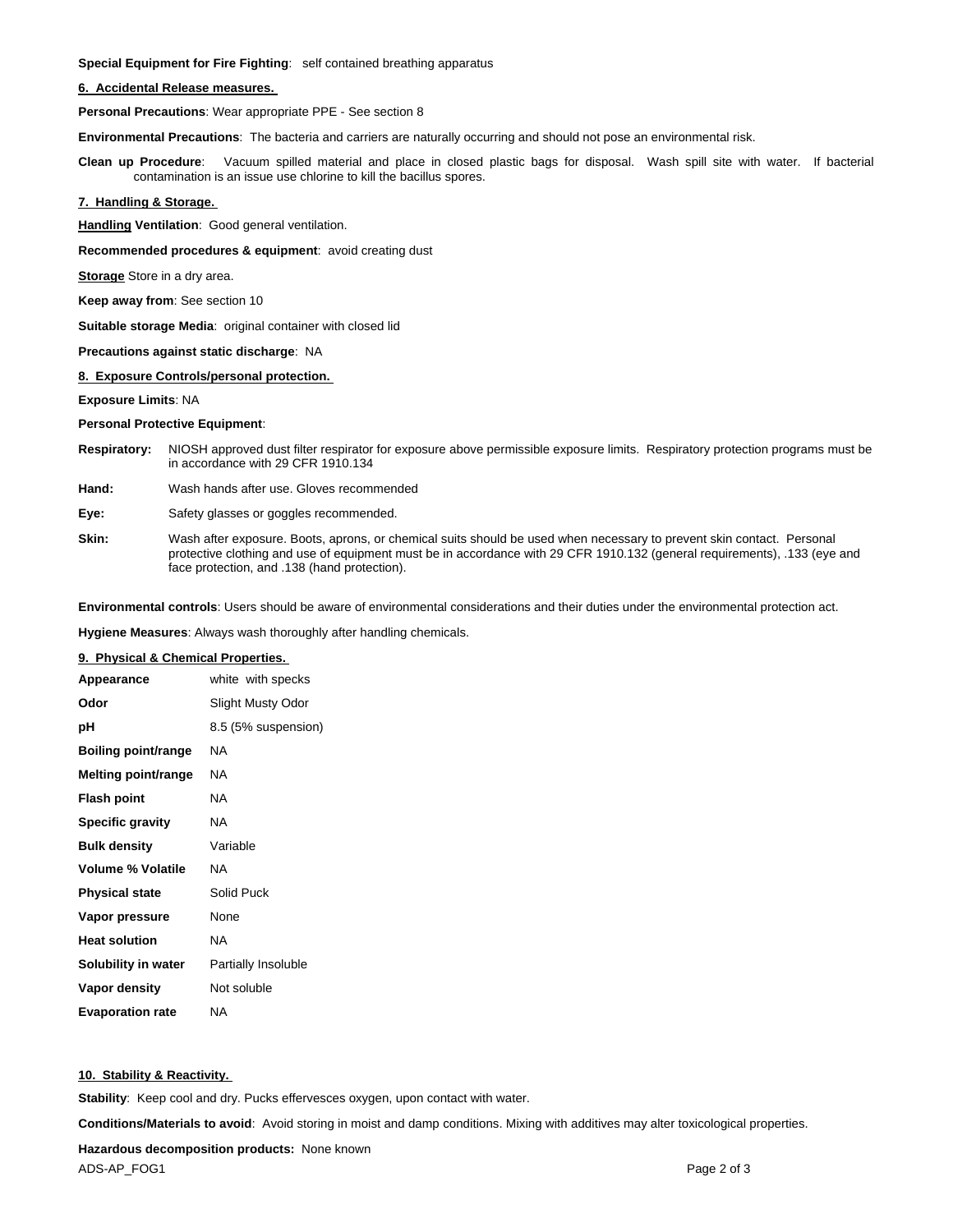**Special Equipment for Fire Fighting**: self contained breathing apparatus

## 6. Accidental Release measures.

**Personal Precautions**: Wear appropriate PPE - See section 8

**Environmental Precautions**: The bacteria and carriers are naturally occurring and should not pose an environmental risk.

**Clean up Procedure**: Vacuum spilled material and place in closed plastic bags for disposal. Wash spill site with water. If bacterial contamination is an issue use chlorine to kill the bacillus spores.

## 7. Handling & Storage.

**Handling Ventilation**: Good general ventilation.

**Recommended procedures & equipment**: avoid creating dust

**Storage** Store in a dry area.

**Keep away from**: See section 10

**Suitable storage Media**: original container with closed lid

**Precautions against static discharge**: NA

## 8. Exposure Controls/personal protection.

**Exposure Limits**: NA

**Personal Protective Equipment**:

**Respiratory:** NIOSH approved dust filter respirator for exposure above permissible exposure limits. Respiratory protection programs must be in accordance with 29 CFR 1910.134

**Hand:** Wash hands after use. Gloves recommended

**Eye:** Safety glasses or goggles recommended.

**Skin:** Wash after exposure. Boots, aprons, or chemical suits should be used when necessary to prevent skin contact. Personal protective clothing and use of equipment must be in accordance with 29 CFR 1910.132 (general requirements), .133 (eye and face protection, and .138 (hand protection).

**Environmental controls**: Users should be aware of environmental considerations and their duties under the environmental protection act.

**Hygiene Measures**: Always wash thoroughly after handling chemicals.

## 9. Physical & Chemical Properties.

| | |
|---|---|
| **Appearance** | white with specks |
| **Odor** | Slight Musty Odor |
| **pH** | 8.5 (5% suspension) |
| **Boiling point/range** | NA |
| **Melting point/range** | NA |
| **Flash point** | NA |
| **Specific gravity** | NA |
| **Bulk density** | Variable |
| **Volume % Volatile** | NA |
| **Physical state** | Solid Puck |
| **Vapor pressure** | None |
| **Heat solution** | NA |
| **Solubility in water** | Partially Insoluble |
| **Vapor density** | Not soluble |
| **Evaporation rate** | NA |

## 10. Stability & Reactivity.

**Stability**: Keep cool and dry. Pucks effervesces oxygen, upon contact with water.

**Conditions/Materials to avoid**: Avoid storing in moist and damp conditions. Mixing with additives may alter toxicological properties.

**Hazardous decomposition products:** None known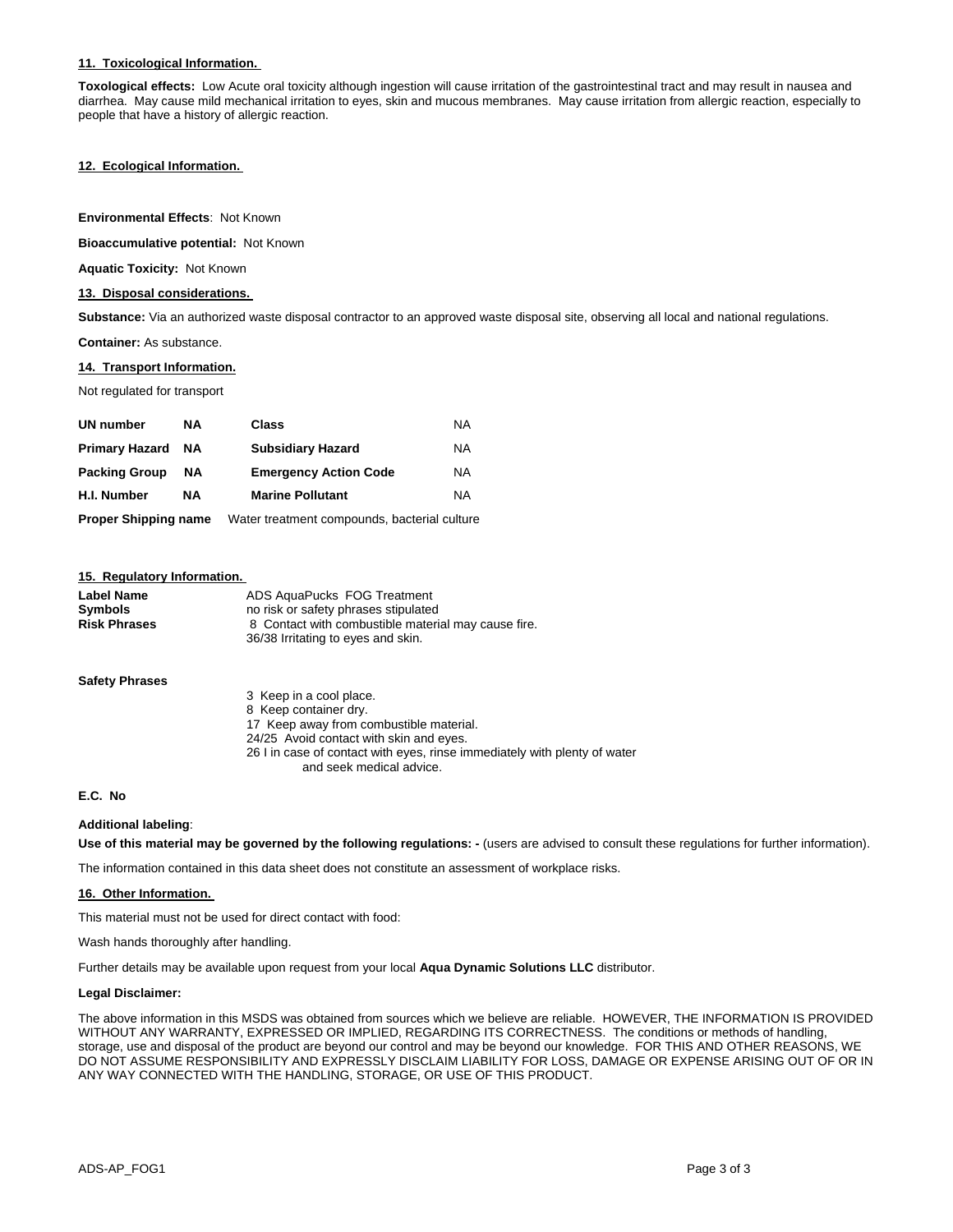## 11. Toxicological Information.

**Toxological effects:** Low Acute oral toxicity although ingestion will cause irritation of the gastrointestinal tract and may result in nausea and diarrhea. May cause mild mechanical irritation to eyes, skin and mucous membranes. May cause irritation from allergic reaction, especially to people that have a history of allergic reaction.

## 12. Ecological Information.

**Environmental Effects**: Not Known

**Bioaccumulative potential:** Not Known

**Aquatic Toxicity:** Not Known

## 13. Disposal considerations.

**Substance:** Via an authorized waste disposal contractor to an approved waste disposal site, observing all local and national regulations.

**Container:** As substance.

## 14. Transport Information.

Not regulated for transport

| | | | |
|---|---|---|---|
| **UN number** | **NA** | **Class** | NA |
| **Primary Hazard** | **NA** | **Subsidiary Hazard** | NA |
| **Packing Group** | **NA** | **Emergency Action Code** | NA |
| **H.I. Number** | **NA** | **Marine Pollutant** | NA |

**Proper Shipping name** Water treatment compounds, bacterial culture

## 15. Regulatory Information.

| | |
|---|---|
| **Label Name** | ADS AquaPucks FOG Treatment |
| **Symbols** | no risk or safety phrases stipulated |
| **Risk Phrases** | 8 Contact with combustible material may cause fire.<br>36/38 Irritating to eyes and skin. |

**Safety Phrases**

3 Keep in a cool place.
8 Keep container dry.
17 Keep away from combustible material.
24/25 Avoid contact with skin and eyes.
26 I in case of contact with eyes, rinse immediately with plenty of water and seek medical advice.

**E.C. No**

**Additional labeling**:

**Use of this material may be governed by the following regulations: -** (users are advised to consult these regulations for further information).

The information contained in this data sheet does not constitute an assessment of workplace risks.

## 16. Other Information.

This material must not be used for direct contact with food:

Wash hands thoroughly after handling.

Further details may be available upon request from your local **Aqua Dynamic Solutions LLC** distributor.

**Legal Disclaimer:**

The above information in this MSDS was obtained from sources which we believe are reliable. HOWEVER, THE INFORMATION IS PROVIDED WITHOUT ANY WARRANTY, EXPRESSED OR IMPLIED, REGARDING ITS CORRECTNESS. The conditions or methods of handling, storage, use and disposal of the product are beyond our control and may be beyond our knowledge. FOR THIS AND OTHER REASONS, WE DO NOT ASSUME RESPONSIBILITY AND EXPRESSLY DISCLAIM LIABILITY FOR LOSS, DAMAGE OR EXPENSE ARISING OUT OF OR IN ANY WAY CONNECTED WITH THE HANDLING, STORAGE, OR USE OF THIS PRODUCT.

ADS-AP_FOG1